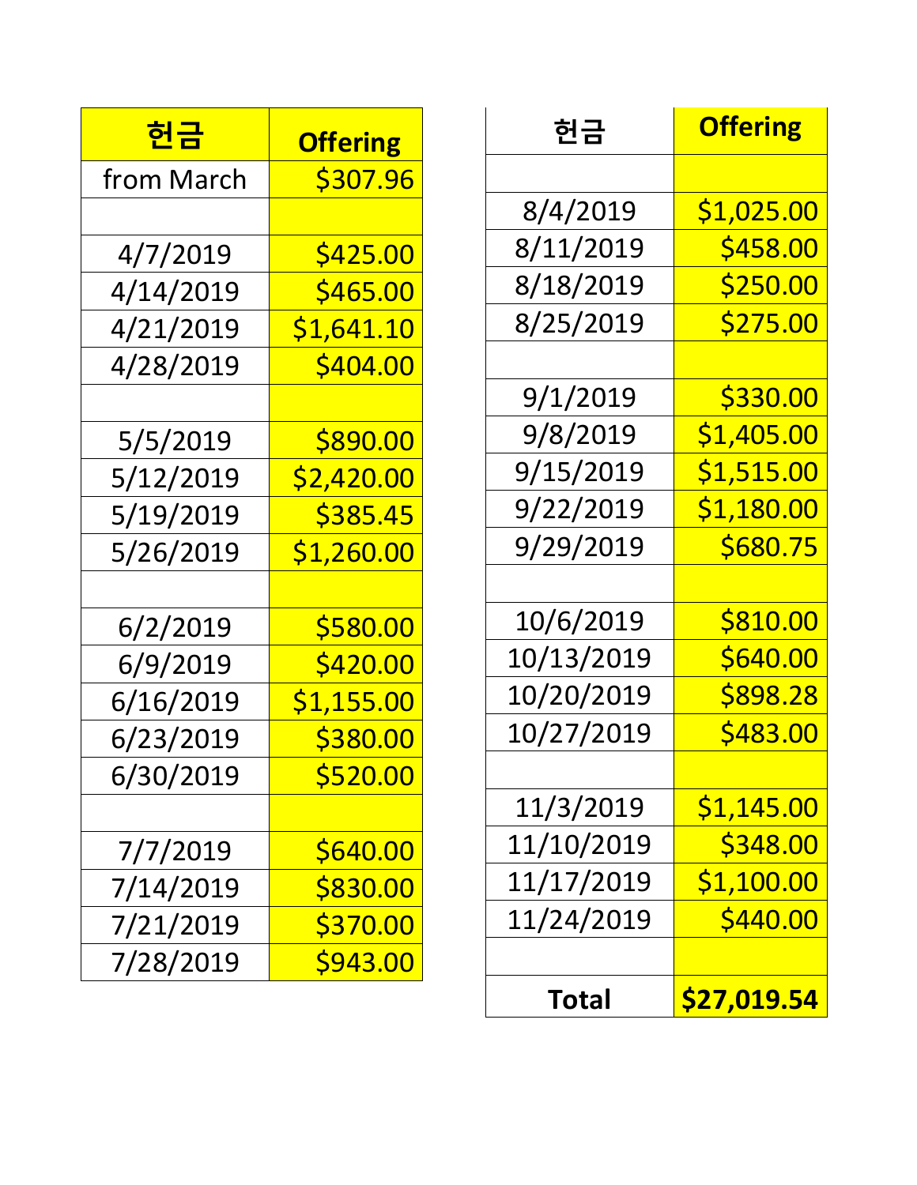| 헌금 | Offering |
|---|---|
| from March | $307.96 |
| | |
| 4/7/2019 | $425.00 |
| 4/14/2019 | $465.00 |
| 4/21/2019 | $1,641.10 |
| 4/28/2019 | $404.00 |
| | |
| 5/5/2019 | $890.00 |
| 5/12/2019 | $2,420.00 |
| 5/19/2019 | $385.45 |
| 5/26/2019 | $1,260.00 |
| | |
| 6/2/2019 | $580.00 |
| 6/9/2019 | $420.00 |
| 6/16/2019 | $1,155.00 |
| 6/23/2019 | $380.00 |
| 6/30/2019 | $520.00 |
| | |
| 7/7/2019 | $640.00 |
| 7/14/2019 | $830.00 |
| 7/21/2019 | $370.00 |
| 7/28/2019 | $943.00 |

| 헌금 | Offering |
|---|---|
| | |
| 8/4/2019 | $1,025.00 |
| 8/11/2019 | $458.00 |
| 8/18/2019 | $250.00 |
| 8/25/2019 | $275.00 |
| | |
| 9/1/2019 | $330.00 |
| 9/8/2019 | $1,405.00 |
| 9/15/2019 | $1,515.00 |
| 9/22/2019 | $1,180.00 |
| 9/29/2019 | $680.75 |
| | |
| 10/6/2019 | $810.00 |
| 10/13/2019 | $640.00 |
| 10/20/2019 | $898.28 |
| 10/27/2019 | $483.00 |
| | |
| 11/3/2019 | $1,145.00 |
| 11/10/2019 | $348.00 |
| 11/17/2019 | $1,100.00 |
| 11/24/2019 | $440.00 |
| | |
| **Total** | **$27,019.54** |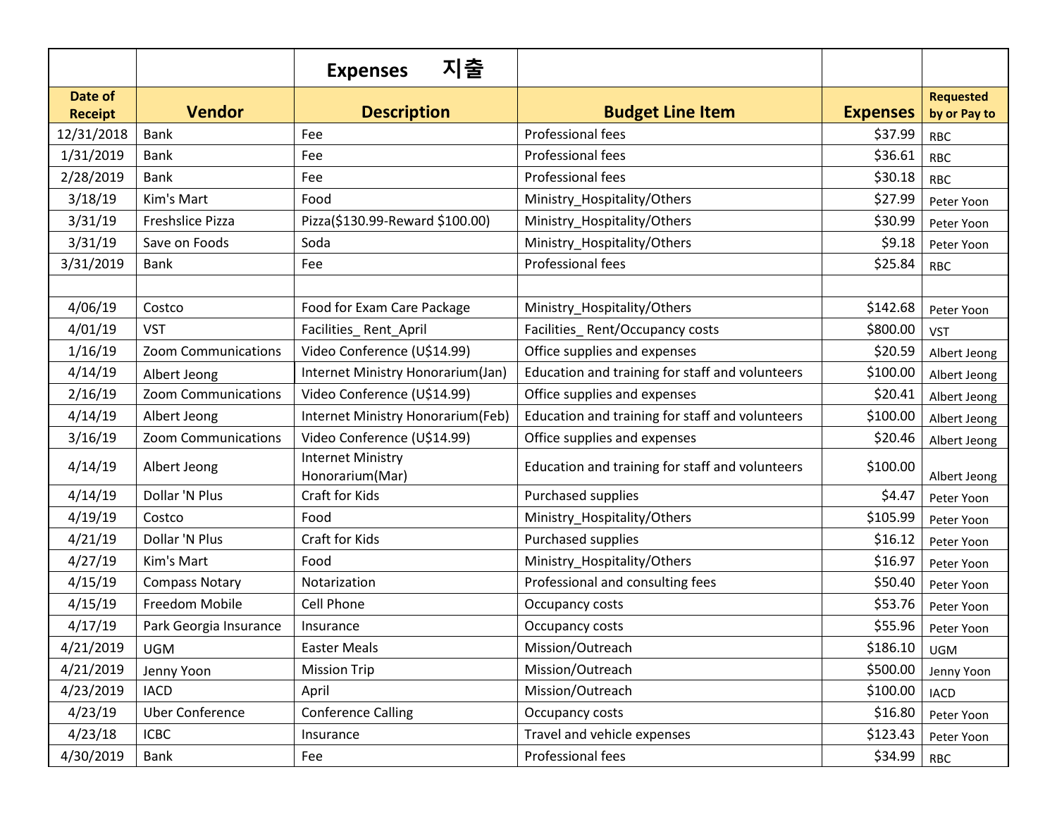| | | Expenses 지출 | | | |
|---|---|---|---|---|---|
| **Date of Receipt** | **Vendor** | **Description** | **Budget Line Item** | **Expenses** | **Requested by or Pay to** |
| 12/31/2018 | Bank | Fee | Professional fees | $37.99 | RBC |
| 1/31/2019 | Bank | Fee | Professional fees | $36.61 | RBC |
| 2/28/2019 | Bank | Fee | Professional fees | $30.18 | RBC |
| 3/18/19 | Kim's Mart | Food | Ministry_Hospitality/Others | $27.99 | Peter Yoon |
| 3/31/19 | Freshslice Pizza | Pizza($130.99-Reward $100.00) | Ministry_Hospitality/Others | $30.99 | Peter Yoon |
| 3/31/19 | Save on Foods | Soda | Ministry_Hospitality/Others | $9.18 | Peter Yoon |
| 3/31/2019 | Bank | Fee | Professional fees | $25.84 | RBC |
| | | | | | |
| 4/06/19 | Costco | Food for Exam Care Package | Ministry_Hospitality/Others | $142.68 | Peter Yoon |
| 4/01/19 | VST | Facilities_ Rent_April | Facilities_ Rent/Occupancy costs | $800.00 | VST |
| 1/16/19 | Zoom Communications | Video Conference (U$14.99) | Office supplies and expenses | $20.59 | Albert Jeong |
| 4/14/19 | Albert Jeong | Internet Ministry Honorarium(Jan) | Education and training for staff and volunteers | $100.00 | Albert Jeong |
| 2/16/19 | Zoom Communications | Video Conference (U$14.99) | Office supplies and expenses | $20.41 | Albert Jeong |
| 4/14/19 | Albert Jeong | Internet Ministry Honorarium(Feb) | Education and training for staff and volunteers | $100.00 | Albert Jeong |
| 3/16/19 | Zoom Communications | Video Conference (U$14.99) | Office supplies and expenses | $20.46 | Albert Jeong |
| 4/14/19 | Albert Jeong | Internet Ministry Honorarium(Mar) | Education and training for staff and volunteers | $100.00 | Albert Jeong |
| 4/14/19 | Dollar 'N Plus | Craft for Kids | Purchased supplies | $4.47 | Peter Yoon |
| 4/19/19 | Costco | Food | Ministry_Hospitality/Others | $105.99 | Peter Yoon |
| 4/21/19 | Dollar 'N Plus | Craft for Kids | Purchased supplies | $16.12 | Peter Yoon |
| 4/27/19 | Kim's Mart | Food | Ministry_Hospitality/Others | $16.97 | Peter Yoon |
| 4/15/19 | Compass Notary | Notarization | Professional and consulting fees | $50.40 | Peter Yoon |
| 4/15/19 | Freedom Mobile | Cell Phone | Occupancy costs | $53.76 | Peter Yoon |
| 4/17/19 | Park Georgia Insurance | Insurance | Occupancy costs | $55.96 | Peter Yoon |
| 4/21/2019 | UGM | Easter Meals | Mission/Outreach | $186.10 | UGM |
| 4/21/2019 | Jenny Yoon | Mission Trip | Mission/Outreach | $500.00 | Jenny Yoon |
| 4/23/2019 | IACD | April | Mission/Outreach | $100.00 | IACD |
| 4/23/19 | Uber Conference | Conference Calling | Occupancy costs | $16.80 | Peter Yoon |
| 4/23/18 | ICBC | Insurance | Travel and vehicle expenses | $123.43 | Peter Yoon |
| 4/30/2019 | Bank | Fee | Professional fees | $34.99 | RBC |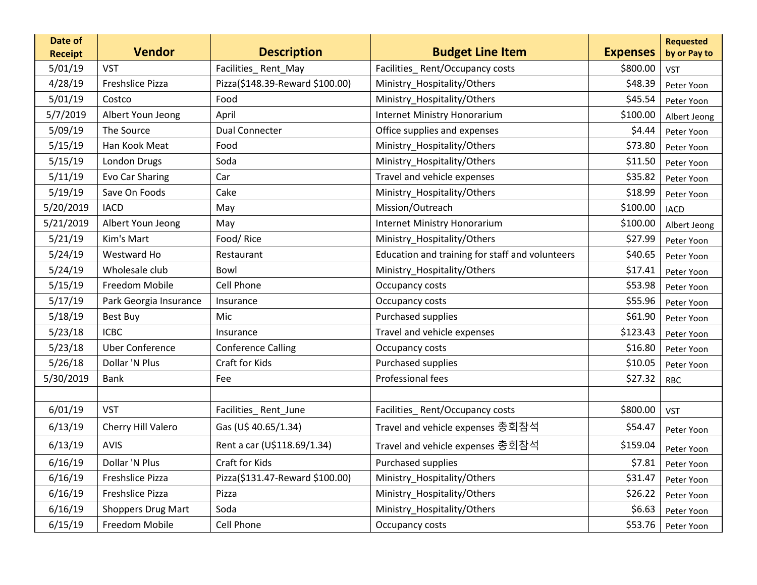| Date of Receipt | Vendor | Description | Budget Line Item | Expenses | Requested by or Pay to |
|---|---|---|---|---|---|
| 5/01/19 | VST | Facilities_ Rent_May | Facilities_ Rent/Occupancy costs | $800.00 | VST |
| 4/28/19 | Freshslice Pizza | Pizza($148.39-Reward $100.00) | Ministry_Hospitality/Others | $48.39 | Peter Yoon |
| 5/01/19 | Costco | Food | Ministry_Hospitality/Others | $45.54 | Peter Yoon |
| 5/7/2019 | Albert Youn Jeong | April | Internet Ministry Honorarium | $100.00 | Albert Jeong |
| 5/09/19 | The Source | Dual Connecter | Office supplies and expenses | $4.44 | Peter Yoon |
| 5/15/19 | Han Kook Meat | Food | Ministry_Hospitality/Others | $73.80 | Peter Yoon |
| 5/15/19 | London Drugs | Soda | Ministry_Hospitality/Others | $11.50 | Peter Yoon |
| 5/11/19 | Evo Car Sharing | Car | Travel and vehicle expenses | $35.82 | Peter Yoon |
| 5/19/19 | Save On Foods | Cake | Ministry_Hospitality/Others | $18.99 | Peter Yoon |
| 5/20/2019 | IACD | May | Mission/Outreach | $100.00 | IACD |
| 5/21/2019 | Albert Youn Jeong | May | Internet Ministry Honorarium | $100.00 | Albert Jeong |
| 5/21/19 | Kim's Mart | Food/ Rice | Ministry_Hospitality/Others | $27.99 | Peter Yoon |
| 5/24/19 | Westward Ho | Restaurant | Education and training for staff and volunteers | $40.65 | Peter Yoon |
| 5/24/19 | Wholesale club | Bowl | Ministry_Hospitality/Others | $17.41 | Peter Yoon |
| 5/15/19 | Freedom Mobile | Cell Phone | Occupancy costs | $53.98 | Peter Yoon |
| 5/17/19 | Park Georgia Insurance | Insurance | Occupancy costs | $55.96 | Peter Yoon |
| 5/18/19 | Best Buy | Mic | Purchased supplies | $61.90 | Peter Yoon |
| 5/23/18 | ICBC | Insurance | Travel and vehicle expenses | $123.43 | Peter Yoon |
| 5/23/18 | Uber Conference | Conference Calling | Occupancy costs | $16.80 | Peter Yoon |
| 5/26/18 | Dollar 'N Plus | Craft for Kids | Purchased supplies | $10.05 | Peter Yoon |
| 5/30/2019 | Bank | Fee | Professional fees | $27.32 | RBC |
| | | | | | |
| 6/01/19 | VST | Facilities_ Rent_June | Facilities_ Rent/Occupancy costs | $800.00 | VST |
| 6/13/19 | Cherry Hill Valero | Gas (U$ 40.65/1.34) | Travel and vehicle expenses 총회참석 | $54.47 | Peter Yoon |
| 6/13/19 | AVIS | Rent a car (U$118.69/1.34) | Travel and vehicle expenses 총회참석 | $159.04 | Peter Yoon |
| 6/16/19 | Dollar 'N Plus | Craft for Kids | Purchased supplies | $7.81 | Peter Yoon |
| 6/16/19 | Freshslice Pizza | Pizza($131.47-Reward $100.00) | Ministry_Hospitality/Others | $31.47 | Peter Yoon |
| 6/16/19 | Freshslice Pizza | Pizza | Ministry_Hospitality/Others | $26.22 | Peter Yoon |
| 6/16/19 | Shoppers Drug Mart | Soda | Ministry_Hospitality/Others | $6.63 | Peter Yoon |
| 6/15/19 | Freedom Mobile | Cell Phone | Occupancy costs | $53.76 | Peter Yoon |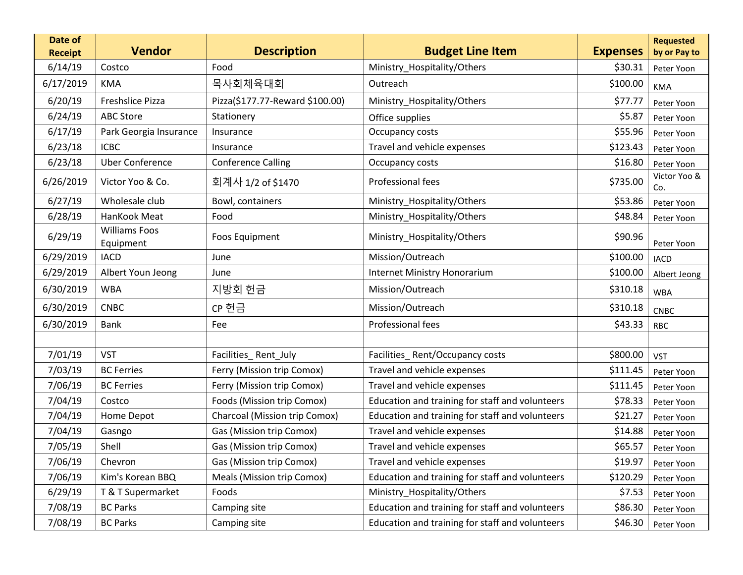| Date of Receipt | Vendor | Description | Budget Line Item | Expenses | Requested by or Pay to |
|---|---|---|---|---|---|
| 6/14/19 | Costco | Food | Ministry_Hospitality/Others | $30.31 | Peter Yoon |
| 6/17/2019 | KMA | 목사회체육대회 | Outreach | $100.00 | KMA |
| 6/20/19 | Freshslice Pizza | Pizza($177.77-Reward $100.00) | Ministry_Hospitality/Others | $77.77 | Peter Yoon |
| 6/24/19 | ABC Store | Stationery | Office supplies | $5.87 | Peter Yoon |
| 6/17/19 | Park Georgia Insurance | Insurance | Occupancy costs | $55.96 | Peter Yoon |
| 6/23/18 | ICBC | Insurance | Travel and vehicle expenses | $123.43 | Peter Yoon |
| 6/23/18 | Uber Conference | Conference Calling | Occupancy costs | $16.80 | Peter Yoon |
| 6/26/2019 | Victor Yoo & Co. | 회계사 1/2 of $1470 | Professional fees | $735.00 | Victor Yoo & Co. |
| 6/27/19 | Wholesale club | Bowl, containers | Ministry_Hospitality/Others | $53.86 | Peter Yoon |
| 6/28/19 | HanKook Meat | Food | Ministry_Hospitality/Others | $48.84 | Peter Yoon |
| 6/29/19 | Williams Foos Equipment | Foos Equipment | Ministry_Hospitality/Others | $90.96 | Peter Yoon |
| 6/29/2019 | IACD | June | Mission/Outreach | $100.00 | IACD |
| 6/29/2019 | Albert Youn Jeong | June | Internet Ministry Honorarium | $100.00 | Albert Jeong |
| 6/30/2019 | WBA | 지방회 헌금 | Mission/Outreach | $310.18 | WBA |
| 6/30/2019 | CNBC | CP 헌금 | Mission/Outreach | $310.18 | CNBC |
| 6/30/2019 | Bank | Fee | Professional fees | $43.33 | RBC |
| | | | | | |
| 7/01/19 | VST | Facilities_ Rent_July | Facilities_ Rent/Occupancy costs | $800.00 | VST |
| 7/03/19 | BC Ferries | Ferry (Mission trip Comox) | Travel and vehicle expenses | $111.45 | Peter Yoon |
| 7/06/19 | BC Ferries | Ferry (Mission trip Comox) | Travel and vehicle expenses | $111.45 | Peter Yoon |
| 7/04/19 | Costco | Foods (Mission trip Comox) | Education and training for staff and volunteers | $78.33 | Peter Yoon |
| 7/04/19 | Home Depot | Charcoal (Mission trip Comox) | Education and training for staff and volunteers | $21.27 | Peter Yoon |
| 7/04/19 | Gasngo | Gas (Mission trip Comox) | Travel and vehicle expenses | $14.88 | Peter Yoon |
| 7/05/19 | Shell | Gas (Mission trip Comox) | Travel and vehicle expenses | $65.57 | Peter Yoon |
| 7/06/19 | Chevron | Gas (Mission trip Comox) | Travel and vehicle expenses | $19.97 | Peter Yoon |
| 7/06/19 | Kim's Korean BBQ | Meals (Mission trip Comox) | Education and training for staff and volunteers | $120.29 | Peter Yoon |
| 6/29/19 | T & T Supermarket | Foods | Ministry_Hospitality/Others | $7.53 | Peter Yoon |
| 7/08/19 | BC Parks | Camping site | Education and training for staff and volunteers | $86.30 | Peter Yoon |
| 7/08/19 | BC Parks | Camping site | Education and training for staff and volunteers | $46.30 | Peter Yoon |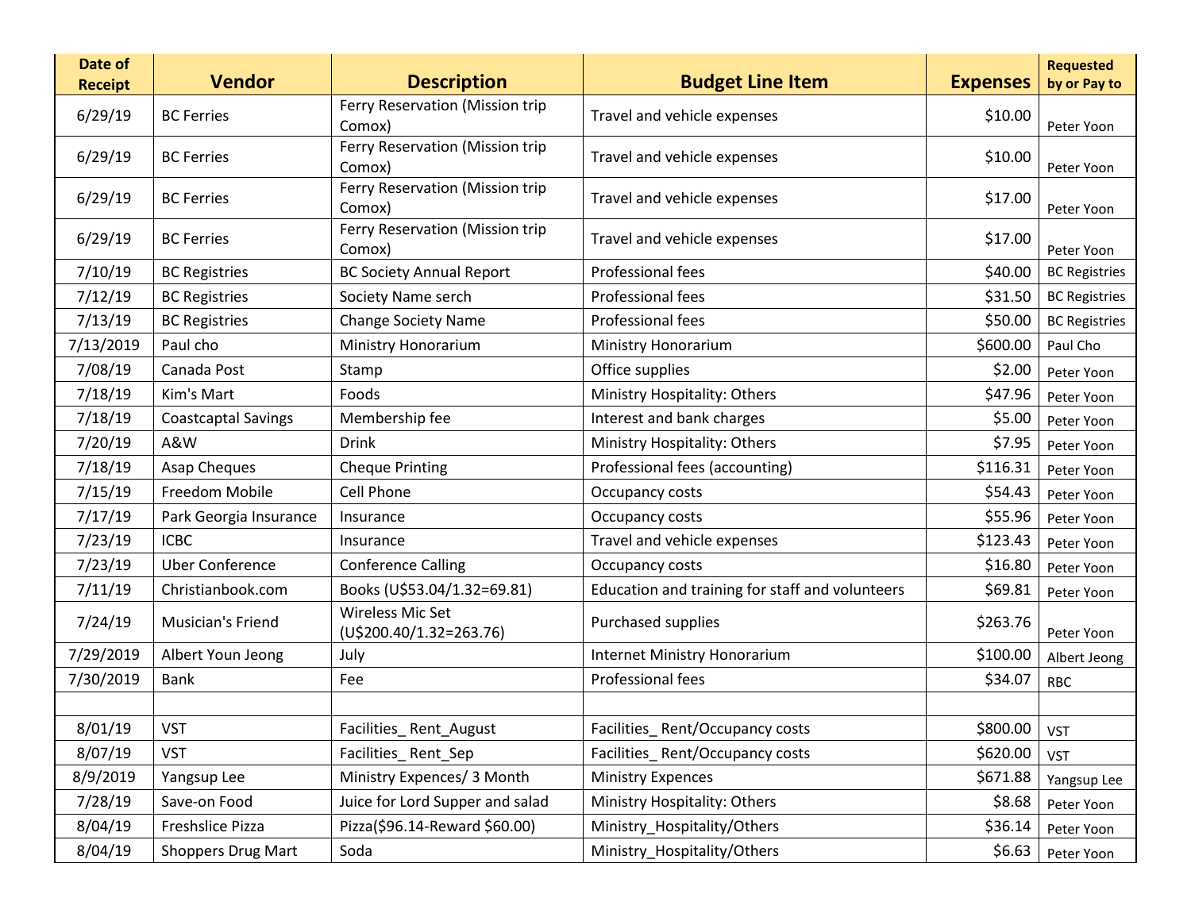| Date of Receipt | Vendor | Description | Budget Line Item | Expenses | Requested by or Pay to |
|---|---|---|---|---|---|
| 6/29/19 | BC Ferries | Ferry Reservation (Mission trip Comox) | Travel and vehicle expenses | $10.00 | Peter Yoon |
| 6/29/19 | BC Ferries | Ferry Reservation (Mission trip Comox) | Travel and vehicle expenses | $10.00 | Peter Yoon |
| 6/29/19 | BC Ferries | Ferry Reservation (Mission trip Comox) | Travel and vehicle expenses | $17.00 | Peter Yoon |
| 6/29/19 | BC Ferries | Ferry Reservation (Mission trip Comox) | Travel and vehicle expenses | $17.00 | Peter Yoon |
| 7/10/19 | BC Registries | BC Society Annual Report | Professional fees | $40.00 | BC Registries |
| 7/12/19 | BC Registries | Society Name serch | Professional fees | $31.50 | BC Registries |
| 7/13/19 | BC Registries | Change Society Name | Professional fees | $50.00 | BC Registries |
| 7/13/2019 | Paul cho | Ministry Honorarium | Ministry Honorarium | $600.00 | Paul Cho |
| 7/08/19 | Canada Post | Stamp | Office supplies | $2.00 | Peter Yoon |
| 7/18/19 | Kim's Mart | Foods | Ministry Hospitality: Others | $47.96 | Peter Yoon |
| 7/18/19 | Coastcaptal Savings | Membership fee | Interest and bank charges | $5.00 | Peter Yoon |
| 7/20/19 | A&W | Drink | Ministry Hospitality: Others | $7.95 | Peter Yoon |
| 7/18/19 | Asap Cheques | Cheque Printing | Professional fees (accounting) | $116.31 | Peter Yoon |
| 7/15/19 | Freedom Mobile | Cell Phone | Occupancy costs | $54.43 | Peter Yoon |
| 7/17/19 | Park Georgia Insurance | Insurance | Occupancy costs | $55.96 | Peter Yoon |
| 7/23/19 | ICBC | Insurance | Travel and vehicle expenses | $123.43 | Peter Yoon |
| 7/23/19 | Uber Conference | Conference Calling | Occupancy costs | $16.80 | Peter Yoon |
| 7/11/19 | Christianbook.com | Books (U$53.04/1.32=69.81) | Education and training for staff and volunteers | $69.81 | Peter Yoon |
| 7/24/19 | Musician's Friend | Wireless Mic Set (U$200.40/1.32=263.76) | Purchased supplies | $263.76 | Peter Yoon |
| 7/29/2019 | Albert Youn Jeong | July | Internet Ministry Honorarium | $100.00 | Albert Jeong |
| 7/30/2019 | Bank | Fee | Professional fees | $34.07 | RBC |
| | | | | | |
| 8/01/19 | VST | Facilities_ Rent_August | Facilities_ Rent/Occupancy costs | $800.00 | VST |
| 8/07/19 | VST | Facilities_ Rent_Sep | Facilities_ Rent/Occupancy costs | $620.00 | VST |
| 8/9/2019 | Yangsup Lee | Ministry Expences/ 3 Month | Ministry Expences | $671.88 | Yangsup Lee |
| 7/28/19 | Save-on Food | Juice for Lord Supper and salad | Ministry Hospitality: Others | $8.68 | Peter Yoon |
| 8/04/19 | Freshslice Pizza | Pizza($96.14-Reward $60.00) | Ministry_Hospitality/Others | $36.14 | Peter Yoon |
| 8/04/19 | Shoppers Drug Mart | Soda | Ministry_Hospitality/Others | $6.63 | Peter Yoon |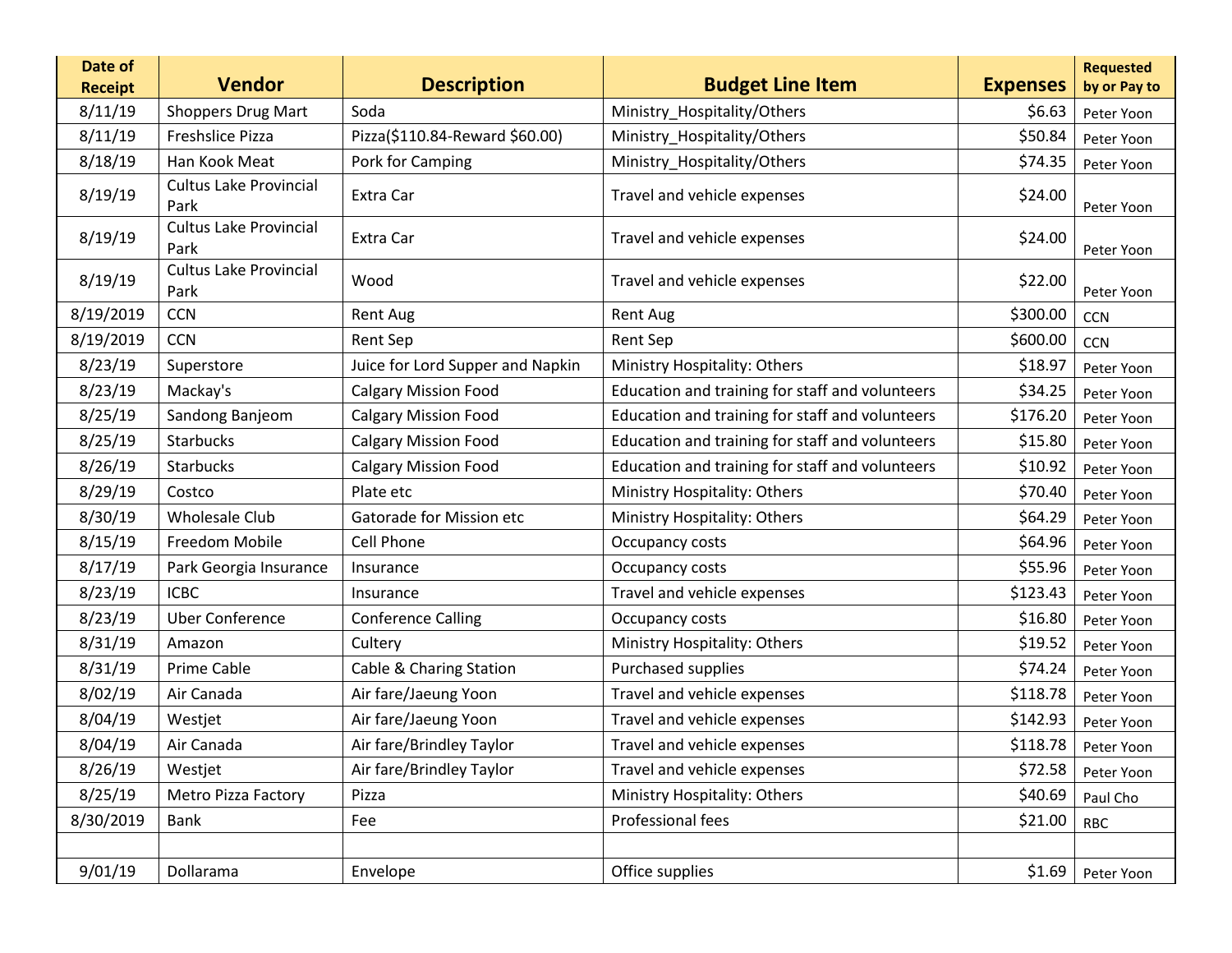| Date of Receipt | Vendor | Description | Budget Line Item | Expenses | Requested by or Pay to |
|---|---|---|---|---|---|
| 8/11/19 | Shoppers Drug Mart | Soda | Ministry_Hospitality/Others | $6.63 | Peter Yoon |
| 8/11/19 | Freshslice Pizza | Pizza($110.84-Reward $60.00) | Ministry_Hospitality/Others | $50.84 | Peter Yoon |
| 8/18/19 | Han Kook Meat | Pork for Camping | Ministry_Hospitality/Others | $74.35 | Peter Yoon |
| 8/19/19 | Cultus Lake Provincial Park | Extra Car | Travel and vehicle expenses | $24.00 | Peter Yoon |
| 8/19/19 | Cultus Lake Provincial Park | Extra Car | Travel and vehicle expenses | $24.00 | Peter Yoon |
| 8/19/19 | Cultus Lake Provincial Park | Wood | Travel and vehicle expenses | $22.00 | Peter Yoon |
| 8/19/2019 | CCN | Rent Aug | Rent Aug | $300.00 | CCN |
| 8/19/2019 | CCN | Rent Sep | Rent Sep | $600.00 | CCN |
| 8/23/19 | Superstore | Juice for Lord Supper and Napkin | Ministry Hospitality: Others | $18.97 | Peter Yoon |
| 8/23/19 | Mackay's | Calgary Mission Food | Education and training for staff and volunteers | $34.25 | Peter Yoon |
| 8/25/19 | Sandong Banjeom | Calgary Mission Food | Education and training for staff and volunteers | $176.20 | Peter Yoon |
| 8/25/19 | Starbucks | Calgary Mission Food | Education and training for staff and volunteers | $15.80 | Peter Yoon |
| 8/26/19 | Starbucks | Calgary Mission Food | Education and training for staff and volunteers | $10.92 | Peter Yoon |
| 8/29/19 | Costco | Plate etc | Ministry Hospitality: Others | $70.40 | Peter Yoon |
| 8/30/19 | Wholesale Club | Gatorade for Mission etc | Ministry Hospitality: Others | $64.29 | Peter Yoon |
| 8/15/19 | Freedom Mobile | Cell Phone | Occupancy costs | $64.96 | Peter Yoon |
| 8/17/19 | Park Georgia Insurance | Insurance | Occupancy costs | $55.96 | Peter Yoon |
| 8/23/19 | ICBC | Insurance | Travel and vehicle expenses | $123.43 | Peter Yoon |
| 8/23/19 | Uber Conference | Conference Calling | Occupancy costs | $16.80 | Peter Yoon |
| 8/31/19 | Amazon | Cultery | Ministry Hospitality: Others | $19.52 | Peter Yoon |
| 8/31/19 | Prime Cable | Cable & Charing Station | Purchased supplies | $74.24 | Peter Yoon |
| 8/02/19 | Air Canada | Air fare/Jaeung Yoon | Travel and vehicle expenses | $118.78 | Peter Yoon |
| 8/04/19 | Westjet | Air fare/Jaeung Yoon | Travel and vehicle expenses | $142.93 | Peter Yoon |
| 8/04/19 | Air Canada | Air fare/Brindley Taylor | Travel and vehicle expenses | $118.78 | Peter Yoon |
| 8/26/19 | Westjet | Air fare/Brindley Taylor | Travel and vehicle expenses | $72.58 | Peter Yoon |
| 8/25/19 | Metro Pizza Factory | Pizza | Ministry Hospitality: Others | $40.69 | Paul Cho |
| 8/30/2019 | Bank | Fee | Professional fees | $21.00 | RBC |
| | | | | | |
| 9/01/19 | Dollarama | Envelope | Office supplies | $1.69 | Peter Yoon |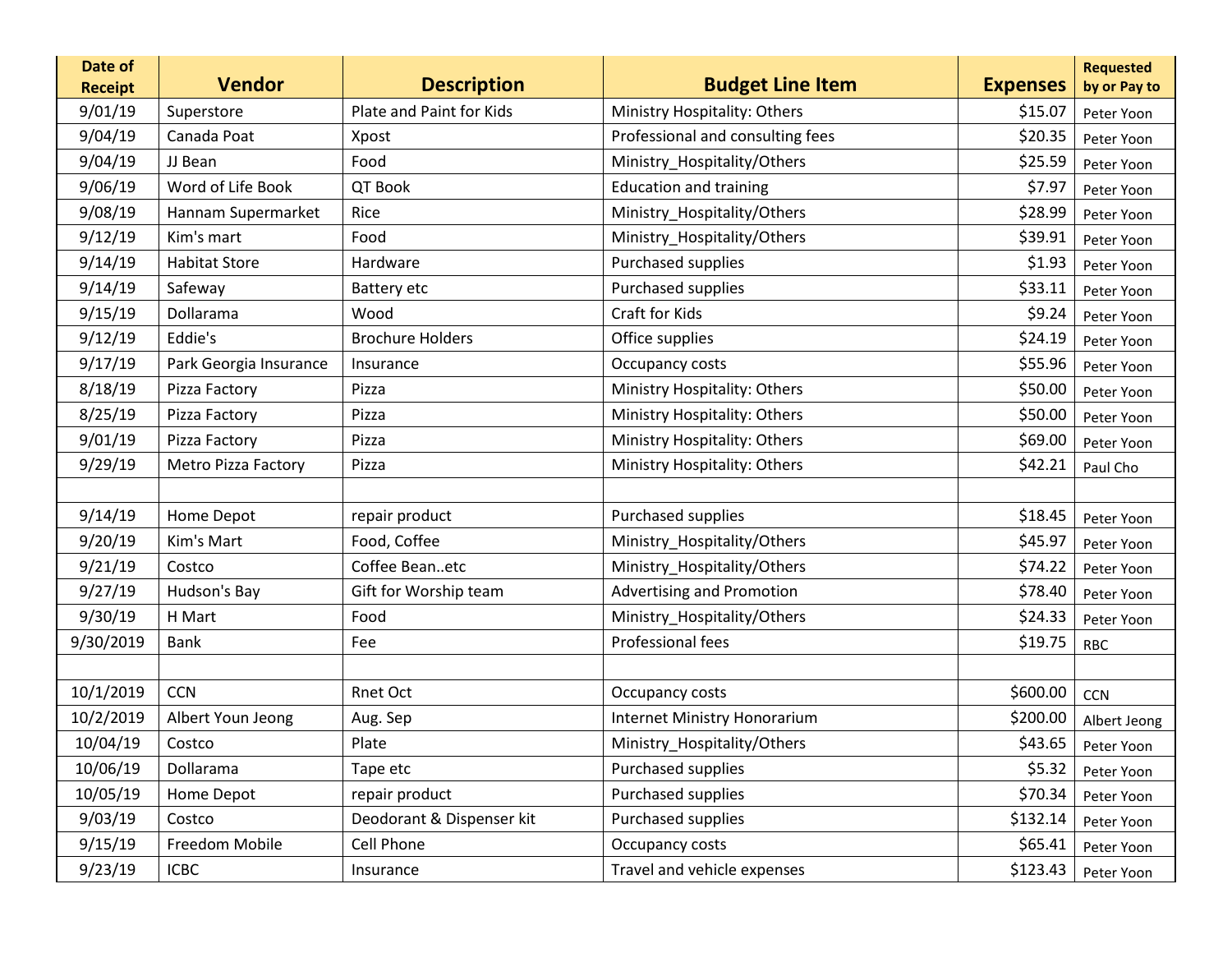| Date of Receipt | Vendor | Description | Budget Line Item | Expenses | Requested by or Pay to |
|---|---|---|---|---|---|
| 9/01/19 | Superstore | Plate and Paint for Kids | Ministry Hospitality: Others | $15.07 | Peter Yoon |
| 9/04/19 | Canada Poat | Xpost | Professional and consulting fees | $20.35 | Peter Yoon |
| 9/04/19 | JJ Bean | Food | Ministry_Hospitality/Others | $25.59 | Peter Yoon |
| 9/06/19 | Word of Life Book | QT Book | Education and training | $7.97 | Peter Yoon |
| 9/08/19 | Hannam Supermarket | Rice | Ministry_Hospitality/Others | $28.99 | Peter Yoon |
| 9/12/19 | Kim's mart | Food | Ministry_Hospitality/Others | $39.91 | Peter Yoon |
| 9/14/19 | Habitat Store | Hardware | Purchased supplies | $1.93 | Peter Yoon |
| 9/14/19 | Safeway | Battery etc | Purchased supplies | $33.11 | Peter Yoon |
| 9/15/19 | Dollarama | Wood | Craft for Kids | $9.24 | Peter Yoon |
| 9/12/19 | Eddie's | Brochure Holders | Office supplies | $24.19 | Peter Yoon |
| 9/17/19 | Park Georgia Insurance | Insurance | Occupancy costs | $55.96 | Peter Yoon |
| 8/18/19 | Pizza Factory | Pizza | Ministry Hospitality: Others | $50.00 | Peter Yoon |
| 8/25/19 | Pizza Factory | Pizza | Ministry Hospitality: Others | $50.00 | Peter Yoon |
| 9/01/19 | Pizza Factory | Pizza | Ministry Hospitality: Others | $69.00 | Peter Yoon |
| 9/29/19 | Metro Pizza Factory | Pizza | Ministry Hospitality: Others | $42.21 | Paul Cho |
| | | | | | |
| 9/14/19 | Home Depot | repair product | Purchased supplies | $18.45 | Peter Yoon |
| 9/20/19 | Kim's Mart | Food, Coffee | Ministry_Hospitality/Others | $45.97 | Peter Yoon |
| 9/21/19 | Costco | Coffee Bean..etc | Ministry_Hospitality/Others | $74.22 | Peter Yoon |
| 9/27/19 | Hudson's Bay | Gift for Worship team | Advertising and Promotion | $78.40 | Peter Yoon |
| 9/30/19 | H Mart | Food | Ministry_Hospitality/Others | $24.33 | Peter Yoon |
| 9/30/2019 | Bank | Fee | Professional fees | $19.75 | RBC |
| | | | | | |
| 10/1/2019 | CCN | Rnet Oct | Occupancy costs | $600.00 | CCN |
| 10/2/2019 | Albert Youn Jeong | Aug. Sep | Internet Ministry Honorarium | $200.00 | Albert Jeong |
| 10/04/19 | Costco | Plate | Ministry_Hospitality/Others | $43.65 | Peter Yoon |
| 10/06/19 | Dollarama | Tape etc | Purchased supplies | $5.32 | Peter Yoon |
| 10/05/19 | Home Depot | repair product | Purchased supplies | $70.34 | Peter Yoon |
| 9/03/19 | Costco | Deodorant & Dispenser kit | Purchased supplies | $132.14 | Peter Yoon |
| 9/15/19 | Freedom Mobile | Cell Phone | Occupancy costs | $65.41 | Peter Yoon |
| 9/23/19 | ICBC | Insurance | Travel and vehicle expenses | $123.43 | Peter Yoon |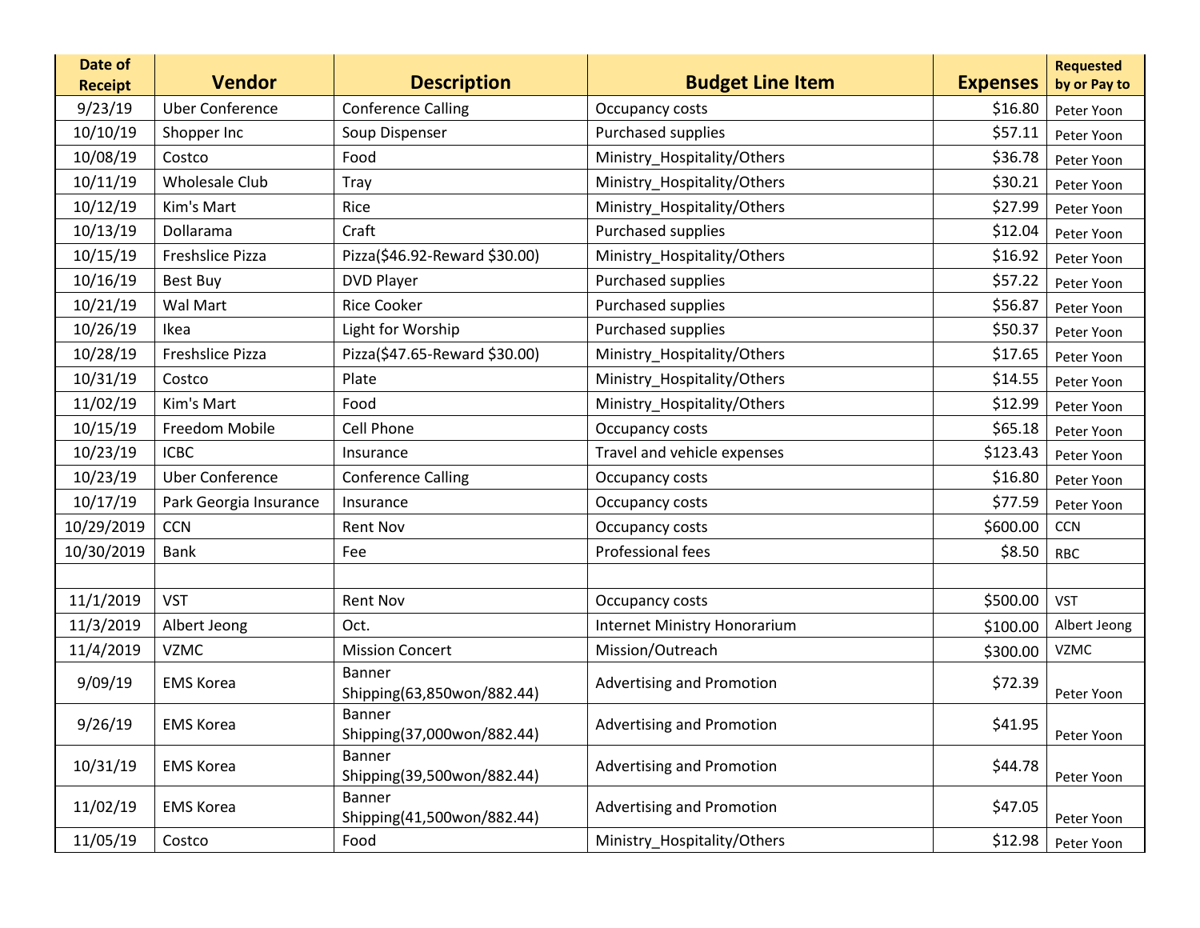| Date of Receipt | Vendor | Description | Budget Line Item | Expenses | Requested by or Pay to |
|---|---|---|---|---|---|
| 9/23/19 | Uber Conference | Conference Calling | Occupancy costs | $16.80 | Peter Yoon |
| 10/10/19 | Shopper Inc | Soup Dispenser | Purchased supplies | $57.11 | Peter Yoon |
| 10/08/19 | Costco | Food | Ministry_Hospitality/Others | $36.78 | Peter Yoon |
| 10/11/19 | Wholesale Club | Tray | Ministry_Hospitality/Others | $30.21 | Peter Yoon |
| 10/12/19 | Kim's Mart | Rice | Ministry_Hospitality/Others | $27.99 | Peter Yoon |
| 10/13/19 | Dollarama | Craft | Purchased supplies | $12.04 | Peter Yoon |
| 10/15/19 | Freshslice Pizza | Pizza($46.92-Reward $30.00) | Ministry_Hospitality/Others | $16.92 | Peter Yoon |
| 10/16/19 | Best Buy | DVD Player | Purchased supplies | $57.22 | Peter Yoon |
| 10/21/19 | Wal Mart | Rice Cooker | Purchased supplies | $56.87 | Peter Yoon |
| 10/26/19 | Ikea | Light for Worship | Purchased supplies | $50.37 | Peter Yoon |
| 10/28/19 | Freshslice Pizza | Pizza($47.65-Reward $30.00) | Ministry_Hospitality/Others | $17.65 | Peter Yoon |
| 10/31/19 | Costco | Plate | Ministry_Hospitality/Others | $14.55 | Peter Yoon |
| 11/02/19 | Kim's Mart | Food | Ministry_Hospitality/Others | $12.99 | Peter Yoon |
| 10/15/19 | Freedom Mobile | Cell Phone | Occupancy costs | $65.18 | Peter Yoon |
| 10/23/19 | ICBC | Insurance | Travel and vehicle expenses | $123.43 | Peter Yoon |
| 10/23/19 | Uber Conference | Conference Calling | Occupancy costs | $16.80 | Peter Yoon |
| 10/17/19 | Park Georgia Insurance | Insurance | Occupancy costs | $77.59 | Peter Yoon |
| 10/29/2019 | CCN | Rent Nov | Occupancy costs | $600.00 | CCN |
| 10/30/2019 | Bank | Fee | Professional fees | $8.50 | RBC |
| | | | | | |
| 11/1/2019 | VST | Rent Nov | Occupancy costs | $500.00 | VST |
| 11/3/2019 | Albert Jeong | Oct. | Internet Ministry Honorarium | $100.00 | Albert Jeong |
| 11/4/2019 | VZMC | Mission Concert | Mission/Outreach | $300.00 | VZMC |
| 9/09/19 | EMS Korea | Banner Shipping(63,850won/882.44) | Advertising and Promotion | $72.39 | Peter Yoon |
| 9/26/19 | EMS Korea | Banner Shipping(37,000won/882.44) | Advertising and Promotion | $41.95 | Peter Yoon |
| 10/31/19 | EMS Korea | Banner Shipping(39,500won/882.44) | Advertising and Promotion | $44.78 | Peter Yoon |
| 11/02/19 | EMS Korea | Banner Shipping(41,500won/882.44) | Advertising and Promotion | $47.05 | Peter Yoon |
| 11/05/19 | Costco | Food | Ministry_Hospitality/Others | $12.98 | Peter Yoon |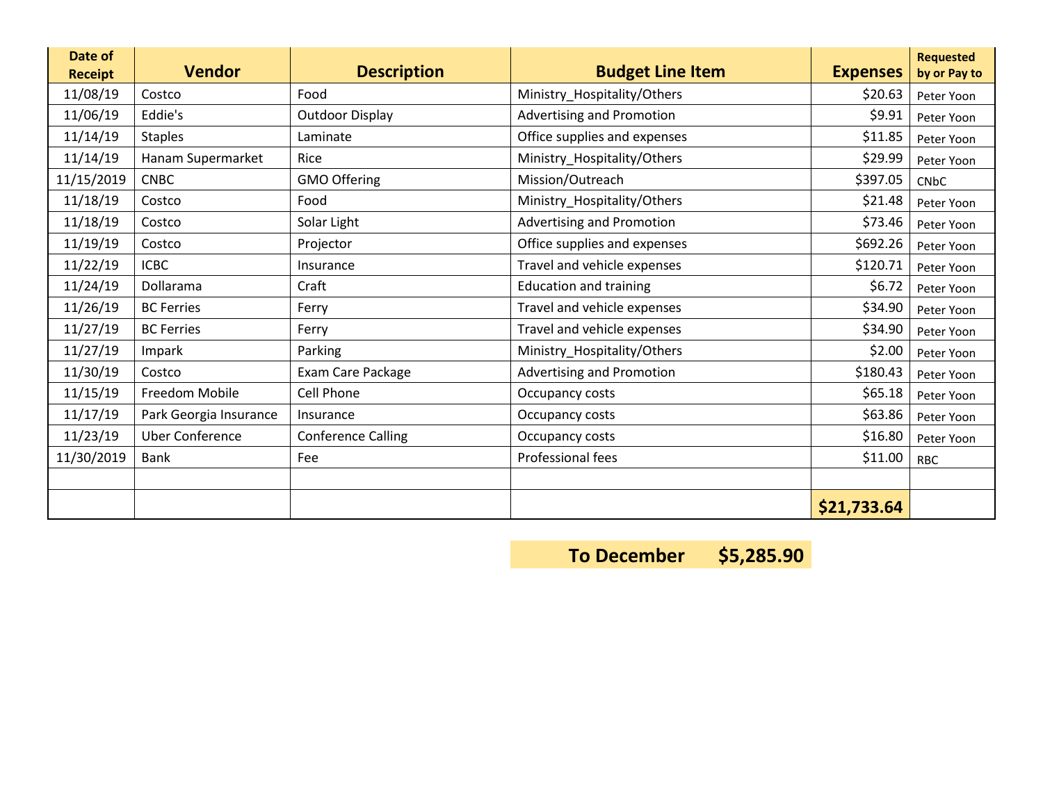| Date of Receipt | Vendor | Description | Budget Line Item | Expenses | Requested by or Pay to |
|---|---|---|---|---|---|
| 11/08/19 | Costco | Food | Ministry_Hospitality/Others | $20.63 | Peter Yoon |
| 11/06/19 | Eddie's | Outdoor Display | Advertising and Promotion | $9.91 | Peter Yoon |
| 11/14/19 | Staples | Laminate | Office supplies and expenses | $11.85 | Peter Yoon |
| 11/14/19 | Hanam Supermarket | Rice | Ministry_Hospitality/Others | $29.99 | Peter Yoon |
| 11/15/2019 | CNBC | GMO Offering | Mission/Outreach | $397.05 | CNbC |
| 11/18/19 | Costco | Food | Ministry_Hospitality/Others | $21.48 | Peter Yoon |
| 11/18/19 | Costco | Solar Light | Advertising and Promotion | $73.46 | Peter Yoon |
| 11/19/19 | Costco | Projector | Office supplies and expenses | $692.26 | Peter Yoon |
| 11/22/19 | ICBC | Insurance | Travel and vehicle expenses | $120.71 | Peter Yoon |
| 11/24/19 | Dollarama | Craft | Education and training | $6.72 | Peter Yoon |
| 11/26/19 | BC Ferries | Ferry | Travel and vehicle expenses | $34.90 | Peter Yoon |
| 11/27/19 | BC Ferries | Ferry | Travel and vehicle expenses | $34.90 | Peter Yoon |
| 11/27/19 | Impark | Parking | Ministry_Hospitality/Others | $2.00 | Peter Yoon |
| 11/30/19 | Costco | Exam Care Package | Advertising and Promotion | $180.43 | Peter Yoon |
| 11/15/19 | Freedom Mobile | Cell Phone | Occupancy costs | $65.18 | Peter Yoon |
| 11/17/19 | Park Georgia Insurance | Insurance | Occupancy costs | $63.86 | Peter Yoon |
| 11/23/19 | Uber Conference | Conference Calling | Occupancy costs | $16.80 | Peter Yoon |
| 11/30/2019 | Bank | Fee | Professional fees | $11.00 | RBC |
| | | | | | |
| | | | | **$21,733.64** | |

**To December $5,285.90**